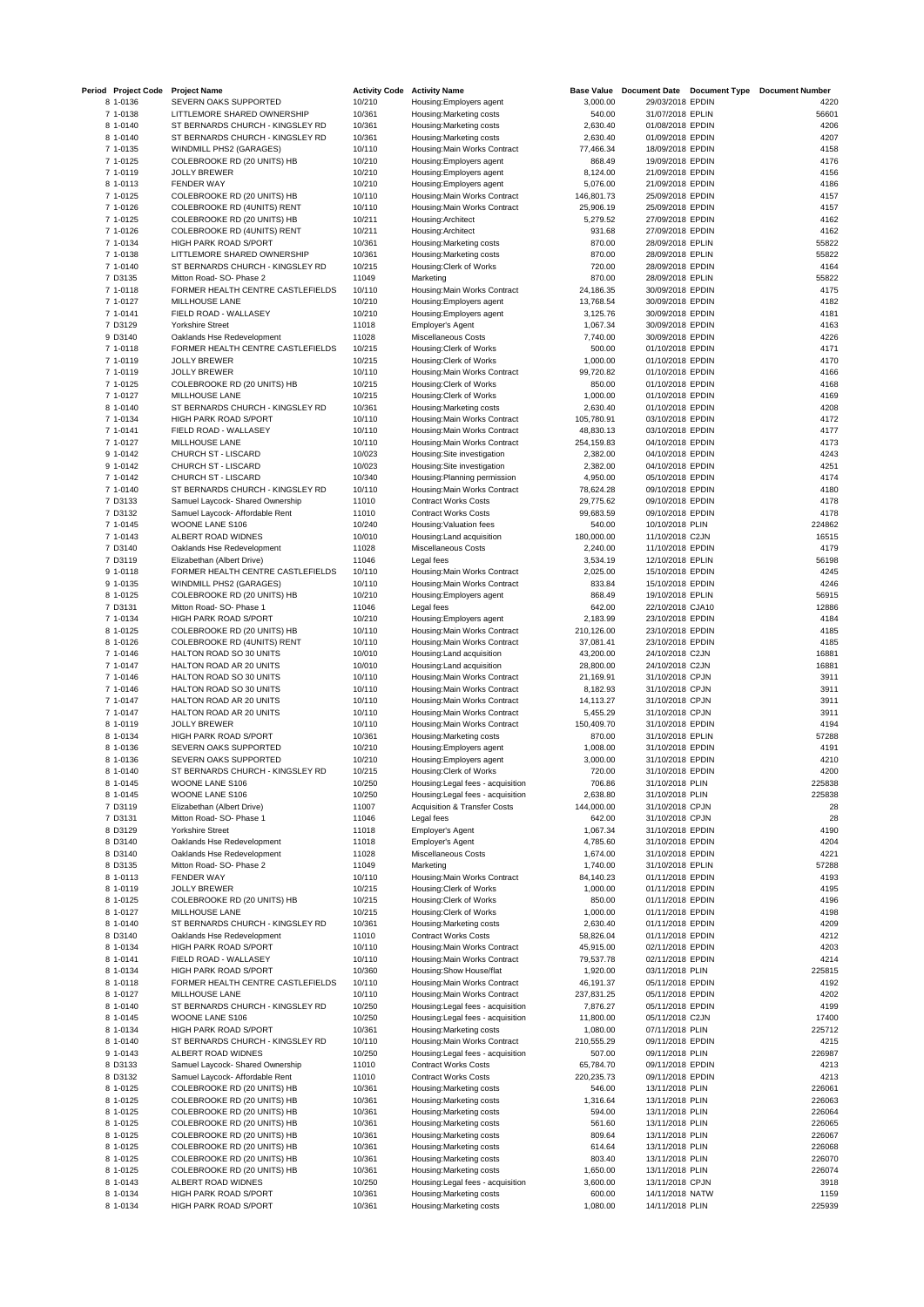| Period | Project Code | Project Name | Activity Code | Activity Name | Base Value | Document Date | Document Type | Document Number |
|---|---|---|---|---|---|---|---|---|
| 8 | 1-0136 | SEVERN OAKS SUPPORTED | 10/210 | Housing:Employers agent | 3,000.00 | 29/03/2018 | EPDIN | 4220 |
| 7 | 1-0138 | LITTLEMORE SHARED OWNERSHIP | 10/361 | Housing:Marketing costs | 540.00 | 31/07/2018 | EPLIN | 56601 |
| 8 | 1-0140 | ST BERNARDS CHURCH - KINGSLEY RD | 10/361 | Housing:Marketing costs | 2,630.40 | 01/08/2018 | EPDIN | 4206 |
| 8 | 1-0140 | ST BERNARDS CHURCH - KINGSLEY RD | 10/361 | Housing:Marketing costs | 2,630.40 | 01/09/2018 | EPDIN | 4207 |
| 7 | 1-0135 | WINDMILL PHS2 (GARAGES) | 10/110 | Housing:Main Works Contract | 77,466.34 | 18/09/2018 | EPDIN | 4158 |
| 7 | 1-0125 | COLEBROOKE RD (20 UNITS) HB | 10/210 | Housing:Employers agent | 868.49 | 19/09/2018 | EPDIN | 4176 |
| 7 | 1-0119 | JOLLY BREWER | 10/210 | Housing:Employers agent | 8,124.00 | 21/09/2018 | EPDIN | 4156 |
| 8 | 1-0113 | FENDER WAY | 10/210 | Housing:Employers agent | 5,076.00 | 21/09/2018 | EPDIN | 4186 |
| 7 | 1-0125 | COLEBROOKE RD (20 UNITS) HB | 10/110 | Housing:Main Works Contract | 146,801.73 | 25/09/2018 | EPDIN | 4157 |
| 7 | 1-0126 | COLEBROOKE RD (4UNITS) RENT | 10/110 | Housing:Main Works Contract | 25,906.19 | 25/09/2018 | EPDIN | 4157 |
| 7 | 1-0125 | COLEBROOKE RD (20 UNITS) HB | 10/211 | Housing:Architect | 5,279.52 | 27/09/2018 | EPDIN | 4162 |
| 7 | 1-0126 | COLEBROOKE RD (4UNITS) RENT | 10/211 | Housing:Architect | 931.68 | 27/09/2018 | EPDIN | 4162 |
| 7 | 1-0134 | HIGH PARK ROAD S/PORT | 10/361 | Housing:Marketing costs | 870.00 | 28/09/2018 | EPLIN | 55822 |
| 7 | 1-0138 | LITTLEMORE SHARED OWNERSHIP | 10/361 | Housing:Marketing costs | 870.00 | 28/09/2018 | EPLIN | 55822 |
| 7 | 1-0140 | ST BERNARDS CHURCH - KINGSLEY RD | 10/215 | Housing:Clerk of Works | 720.00 | 28/09/2018 | EPDIN | 4164 |
| 7 | D3135 | Mitton Road- SO- Phase 2 | 11049 | Marketing | 870.00 | 28/09/2018 | EPLIN | 55822 |
| 7 | 1-0118 | FORMER HEALTH CENTRE CASTLEFIELDS | 10/110 | Housing:Main Works Contract | 24,186.35 | 30/09/2018 | EPDIN | 4175 |
| 7 | 1-0127 | MILLHOUSE LANE | 10/210 | Housing:Employers agent | 13,768.54 | 30/09/2018 | EPDIN | 4182 |
| 7 | 1-0141 | FIELD ROAD - WALLASEY | 10/210 | Housing:Employers agent | 3,125.76 | 30/09/2018 | EPDIN | 4181 |
| 7 | D3129 | Yorkshire Street | 11018 | Employer's Agent | 1,067.34 | 30/09/2018 | EPDIN | 4163 |
| 9 | D3140 | Oaklands Hse Redevelopment | 11028 | Miscellaneous Costs | 7,740.00 | 30/09/2018 | EPDIN | 4226 |
| 7 | 1-0118 | FORMER HEALTH CENTRE CASTLEFIELDS | 10/215 | Housing:Clerk of Works | 500.00 | 01/10/2018 | EPDIN | 4171 |
| 7 | 1-0119 | JOLLY BREWER | 10/215 | Housing:Clerk of Works | 1,000.00 | 01/10/2018 | EPDIN | 4170 |
| 7 | 1-0119 | JOLLY BREWER | 10/110 | Housing:Main Works Contract | 99,720.82 | 01/10/2018 | EPDIN | 4166 |
| 7 | 1-0125 | COLEBROOKE RD (20 UNITS) HB | 10/215 | Housing:Clerk of Works | 850.00 | 01/10/2018 | EPDIN | 4168 |
| 7 | 1-0127 | MILLHOUSE LANE | 10/215 | Housing:Clerk of Works | 1,000.00 | 01/10/2018 | EPDIN | 4169 |
| 8 | 1-0140 | ST BERNARDS CHURCH - KINGSLEY RD | 10/361 | Housing:Marketing costs | 2,630.40 | 01/10/2018 | EPDIN | 4208 |
| 7 | 1-0134 | HIGH PARK ROAD S/PORT | 10/110 | Housing:Main Works Contract | 105,780.91 | 03/10/2018 | EPDIN | 4172 |
| 7 | 1-0141 | FIELD ROAD - WALLASEY | 10/110 | Housing:Main Works Contract | 48,830.13 | 03/10/2018 | EPDIN | 4177 |
| 7 | 1-0127 | MILLHOUSE LANE | 10/110 | Housing:Main Works Contract | 254,159.83 | 04/10/2018 | EPDIN | 4173 |
| 9 | 1-0142 | CHURCH ST - LISCARD | 10/023 | Housing:Site investigation | 2,382.00 | 04/10/2018 | EPDIN | 4243 |
| 9 | 1-0142 | CHURCH ST - LISCARD | 10/023 | Housing:Site investigation | 2,382.00 | 04/10/2018 | EPDIN | 4251 |
| 7 | 1-0142 | CHURCH ST - LISCARD | 10/340 | Housing:Planning permission | 4,950.00 | 05/10/2018 | EPDIN | 4174 |
| 7 | 1-0140 | ST BERNARDS CHURCH - KINGSLEY RD | 10/110 | Housing:Main Works Contract | 78,624.28 | 09/10/2018 | EPDIN | 4180 |
| 7 | D3133 | Samuel Laycock- Shared Ownership | 11010 | Contract Works Costs | 29,775.62 | 09/10/2018 | EPDIN | 4178 |
| 7 | D3132 | Samuel Laycock- Affordable Rent | 11010 | Contract Works Costs | 99,683.59 | 09/10/2018 | EPDIN | 4178 |
| 7 | 1-0145 | WOONE LANE S106 | 10/240 | Housing:Valuation fees | 540.00 | 10/10/2018 | PLIN | 224862 |
| 7 | 1-0143 | ALBERT ROAD WIDNES | 10/010 | Housing:Land acquisition | 180,000.00 | 11/10/2018 | C2JN | 16515 |
| 7 | D3140 | Oaklands Hse Redevelopment | 11028 | Miscellaneous Costs | 2,240.00 | 11/10/2018 | EPDIN | 4179 |
| 7 | D3119 | Elizabethan (Albert Drive) | 11046 | Legal fees | 3,534.19 | 12/10/2018 | EPLIN | 56198 |
| 9 | 1-0118 | FORMER HEALTH CENTRE CASTLEFIELDS | 10/110 | Housing:Main Works Contract | 2,025.00 | 15/10/2018 | EPDIN | 4245 |
| 9 | 1-0135 | WINDMILL PHS2 (GARAGES) | 10/110 | Housing:Main Works Contract | 833.84 | 15/10/2018 | EPDIN | 4246 |
| 8 | 1-0125 | COLEBROOKE RD (20 UNITS) HB | 10/210 | Housing:Employers agent | 868.49 | 19/10/2018 | EPLIN | 56915 |
| 7 | D3131 | Mitton Road- SO- Phase 1 | 11046 | Legal fees | 642.00 | 22/10/2018 | CJA10 | 12886 |
| 7 | 1-0134 | HIGH PARK ROAD S/PORT | 10/210 | Housing:Employers agent | 2,183.99 | 23/10/2018 | EPDIN | 4184 |
| 8 | 1-0125 | COLEBROOKE RD (20 UNITS) HB | 10/110 | Housing:Main Works Contract | 210,126.00 | 23/10/2018 | EPDIN | 4185 |
| 8 | 1-0126 | COLEBROOKE RD (4UNITS) RENT | 10/110 | Housing:Main Works Contract | 37,081.41 | 23/10/2018 | EPDIN | 4185 |
| 7 | 1-0146 | HALTON ROAD SO 30 UNITS | 10/010 | Housing:Land acquisition | 43,200.00 | 24/10/2018 | C2JN | 16881 |
| 7 | 1-0147 | HALTON ROAD AR 20 UNITS | 10/010 | Housing:Land acquisition | 28,800.00 | 24/10/2018 | C2JN | 16881 |
| 7 | 1-0146 | HALTON ROAD SO 30 UNITS | 10/110 | Housing:Main Works Contract | 21,169.91 | 31/10/2018 | CPJN | 3911 |
| 7 | 1-0146 | HALTON ROAD SO 30 UNITS | 10/110 | Housing:Main Works Contract | 8,182.93 | 31/10/2018 | CPJN | 3911 |
| 7 | 1-0147 | HALTON ROAD AR 20 UNITS | 10/110 | Housing:Main Works Contract | 14,113.27 | 31/10/2018 | CPJN | 3911 |
| 7 | 1-0147 | HALTON ROAD AR 20 UNITS | 10/110 | Housing:Main Works Contract | 5,455.29 | 31/10/2018 | CPJN | 3911 |
| 8 | 1-0119 | JOLLY BREWER | 10/110 | Housing:Main Works Contract | 150,409.70 | 31/10/2018 | EPDIN | 4194 |
| 8 | 1-0134 | HIGH PARK ROAD S/PORT | 10/361 | Housing:Marketing costs | 870.00 | 31/10/2018 | EPLIN | 57288 |
| 8 | 1-0136 | SEVERN OAKS SUPPORTED | 10/210 | Housing:Employers agent | 1,008.00 | 31/10/2018 | EPDIN | 4191 |
| 8 | 1-0136 | SEVERN OAKS SUPPORTED | 10/210 | Housing:Employers agent | 3,000.00 | 31/10/2018 | EPDIN | 4210 |
| 8 | 1-0140 | ST BERNARDS CHURCH - KINGSLEY RD | 10/215 | Housing:Clerk of Works | 720.00 | 31/10/2018 | EPDIN | 4200 |
| 8 | 1-0145 | WOONE LANE S106 | 10/250 | Housing:Legal fees - acquisition | 706.86 | 31/10/2018 | PLIN | 225838 |
| 8 | 1-0145 | WOONE LANE S106 | 10/250 | Housing:Legal fees - acquisition | 2,638.80 | 31/10/2018 | PLIN | 225838 |
| 7 | D3119 | Elizabethan (Albert Drive) | 11007 | Acquisition & Transfer Costs | 144,000.00 | 31/10/2018 | CPJN | 28 |
| 7 | D3131 | Mitton Road- SO- Phase 1 | 11046 | Legal fees | 642.00 | 31/10/2018 | CPJN | 28 |
| 8 | D3129 | Yorkshire Street | 11018 | Employer's Agent | 1,067.34 | 31/10/2018 | EPDIN | 4190 |
| 8 | D3140 | Oaklands Hse Redevelopment | 11018 | Employer's Agent | 4,785.60 | 31/10/2018 | EPDIN | 4204 |
| 8 | D3140 | Oaklands Hse Redevelopment | 11028 | Miscellaneous Costs | 1,674.00 | 31/10/2018 | EPDIN | 4221 |
| 8 | D3135 | Mitton Road- SO- Phase 2 | 11049 | Marketing | 1,740.00 | 31/10/2018 | EPLIN | 57288 |
| 8 | 1-0113 | FENDER WAY | 10/110 | Housing:Main Works Contract | 84,140.23 | 01/11/2018 | EPDIN | 4193 |
| 8 | 1-0119 | JOLLY BREWER | 10/215 | Housing:Clerk of Works | 1,000.00 | 01/11/2018 | EPDIN | 4195 |
| 8 | 1-0125 | COLEBROOKE RD (20 UNITS) HB | 10/215 | Housing:Clerk of Works | 850.00 | 01/11/2018 | EPDIN | 4196 |
| 8 | 1-0127 | MILLHOUSE LANE | 10/215 | Housing:Clerk of Works | 1,000.00 | 01/11/2018 | EPDIN | 4198 |
| 8 | 1-0140 | ST BERNARDS CHURCH - KINGSLEY RD | 10/361 | Housing:Marketing costs | 2,630.40 | 01/11/2018 | EPDIN | 4209 |
| 8 | D3140 | Oaklands Hse Redevelopment | 11010 | Contract Works Costs | 58,826.04 | 01/11/2018 | EPDIN | 4212 |
| 8 | 1-0134 | HIGH PARK ROAD S/PORT | 10/110 | Housing:Main Works Contract | 45,915.00 | 02/11/2018 | EPDIN | 4203 |
| 8 | 1-0141 | FIELD ROAD - WALLASEY | 10/110 | Housing:Main Works Contract | 79,537.78 | 02/11/2018 | EPDIN | 4214 |
| 8 | 1-0134 | HIGH PARK ROAD S/PORT | 10/360 | Housing:Show House/flat | 1,920.00 | 03/11/2018 | PLIN | 225815 |
| 8 | 1-0118 | FORMER HEALTH CENTRE CASTLEFIELDS | 10/110 | Housing:Main Works Contract | 46,191.37 | 05/11/2018 | EPDIN | 4192 |
| 8 | 1-0127 | MILLHOUSE LANE | 10/110 | Housing:Main Works Contract | 237,831.25 | 05/11/2018 | EPDIN | 4202 |
| 8 | 1-0140 | ST BERNARDS CHURCH - KINGSLEY RD | 10/250 | Housing:Legal fees - acquisition | 7,876.27 | 05/11/2018 | EPDIN | 4199 |
| 8 | 1-0145 | WOONE LANE S106 | 10/250 | Housing:Legal fees - acquisition | 11,800.00 | 05/11/2018 | C2JN | 17400 |
| 8 | 1-0134 | HIGH PARK ROAD S/PORT | 10/361 | Housing:Marketing costs | 1,080.00 | 07/11/2018 | PLIN | 225712 |
| 8 | 1-0140 | ST BERNARDS CHURCH - KINGSLEY RD | 10/110 | Housing:Main Works Contract | 210,555.29 | 09/11/2018 | EPDIN | 4215 |
| 9 | 1-0143 | ALBERT ROAD WIDNES | 10/250 | Housing:Legal fees - acquisition | 507.00 | 09/11/2018 | PLIN | 226987 |
| 8 | D3133 | Samuel Laycock- Shared Ownership | 11010 | Contract Works Costs | 65,784.70 | 09/11/2018 | EPDIN | 4213 |
| 8 | D3132 | Samuel Laycock- Affordable Rent | 11010 | Contract Works Costs | 220,235.73 | 09/11/2018 | EPDIN | 4213 |
| 8 | 1-0125 | COLEBROOKE RD (20 UNITS) HB | 10/361 | Housing:Marketing costs | 546.00 | 13/11/2018 | PLIN | 226061 |
| 8 | 1-0125 | COLEBROOKE RD (20 UNITS) HB | 10/361 | Housing:Marketing costs | 1,316.64 | 13/11/2018 | PLIN | 226063 |
| 8 | 1-0125 | COLEBROOKE RD (20 UNITS) HB | 10/361 | Housing:Marketing costs | 594.00 | 13/11/2018 | PLIN | 226064 |
| 8 | 1-0125 | COLEBROOKE RD (20 UNITS) HB | 10/361 | Housing:Marketing costs | 561.60 | 13/11/2018 | PLIN | 226065 |
| 8 | 1-0125 | COLEBROOKE RD (20 UNITS) HB | 10/361 | Housing:Marketing costs | 809.64 | 13/11/2018 | PLIN | 226067 |
| 8 | 1-0125 | COLEBROOKE RD (20 UNITS) HB | 10/361 | Housing:Marketing costs | 614.64 | 13/11/2018 | PLIN | 226068 |
| 8 | 1-0125 | COLEBROOKE RD (20 UNITS) HB | 10/361 | Housing:Marketing costs | 803.40 | 13/11/2018 | PLIN | 226070 |
| 8 | 1-0125 | COLEBROOKE RD (20 UNITS) HB | 10/361 | Housing:Marketing costs | 1,650.00 | 13/11/2018 | PLIN | 226074 |
| 8 | 1-0143 | ALBERT ROAD WIDNES | 10/250 | Housing:Legal fees - acquisition | 3,600.00 | 13/11/2018 | CPJN | 3918 |
| 8 | 1-0134 | HIGH PARK ROAD S/PORT | 10/361 | Housing:Marketing costs | 600.00 | 14/11/2018 | NATW | 1159 |
| 8 | 1-0134 | HIGH PARK ROAD S/PORT | 10/361 | Housing:Marketing costs | 1,080.00 | 14/11/2018 | PLIN | 225939 |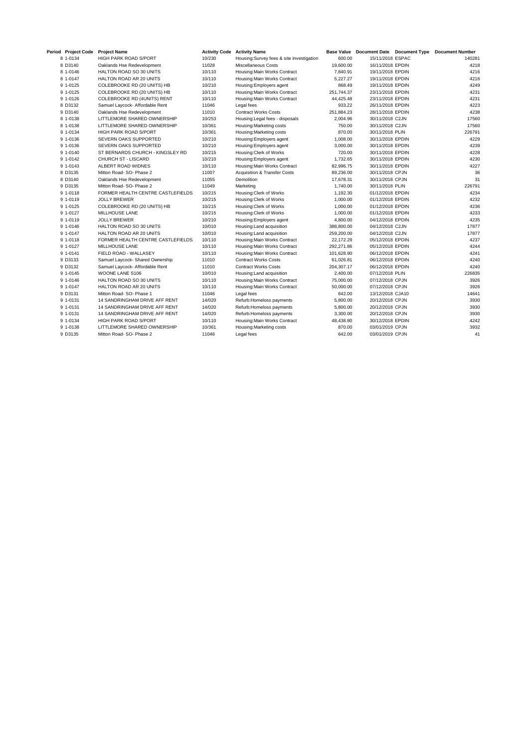| Period | Project Code | Project Name | Activity Code | Activity Name | Base Value | Document Date | Document Type | Document Number |
|---|---|---|---|---|---|---|---|---|
| 8 | 1-0134 | HIGH PARK ROAD S/PORT | 10/230 | Housing:Survey fees & site investigation | 600.00 | 15/11/2018 | ESPAC | 140281 |
| 8 | D3140 | Oaklands Hse Redevelopment | 11028 | Miscellaneous Costs | 19,600.00 | 16/11/2018 | EPDIN | 4218 |
| 8 | 1-0146 | HALTON ROAD SO 30 UNITS | 10/110 | Housing:Main Works Contract | 7,840.91 | 19/11/2018 | EPDIN | 4216 |
| 8 | 1-0147 | HALTON ROAD AR 20 UNITS | 10/110 | Housing:Main Works Contract | 5,227.27 | 19/11/2018 | EPDIN | 4216 |
| 9 | 1-0125 | COLEBROOKE RD (20 UNITS) HB | 10/210 | Housing:Employers agent | 868.49 | 19/11/2018 | EPDIN | 4249 |
| 9 | 1-0125 | COLEBROOKE RD (20 UNITS) HB | 10/110 | Housing:Main Works Contract | 251,744.37 | 23/11/2018 | EPDIN | 4231 |
| 9 | 1-0126 | COLEBROOKE RD (4UNITS) RENT | 10/110 | Housing:Main Works Contract | 44,425.48 | 23/11/2018 | EPDIN | 4231 |
| 8 | D3132 | Samuel Laycock- Affordable Rent | 11046 | Legal fees | 933.22 | 26/11/2018 | EPDIN | 4223 |
| 9 | D3140 | Oaklands Hse Redevelopment | 11010 | Contract Works Costs | 251,884.23 | 28/11/2018 | EPDIN | 4238 |
| 8 | 1-0138 | LITTLEMORE SHARED OWNERSHIP | 10/253 | Housing:Legal fees - disposals | 2,004.96 | 30/11/2018 | C2JN | 17560 |
| 8 | 1-0138 | LITTLEMORE SHARED OWNERSHIP | 10/361 | Housing:Marketing costs | 750.00 | 30/11/2018 | C2JN | 17560 |
| 9 | 1-0134 | HIGH PARK ROAD S/PORT | 10/361 | Housing:Marketing costs | 870.00 | 30/11/2018 | PLIN | 226791 |
| 9 | 1-0136 | SEVERN OAKS SUPPORTED | 10/210 | Housing:Employers agent | 1,008.00 | 30/11/2018 | EPDIN | 4229 |
| 9 | 1-0136 | SEVERN OAKS SUPPORTED | 10/210 | Housing:Employers agent | 3,000.00 | 30/11/2018 | EPDIN | 4239 |
| 9 | 1-0140 | ST BERNARDS CHURCH - KINGSLEY RD | 10/215 | Housing:Clerk of Works | 720.00 | 30/11/2018 | EPDIN | 4228 |
| 9 | 1-0142 | CHURCH ST - LISCARD | 10/210 | Housing:Employers agent | 1,732.65 | 30/11/2018 | EPDIN | 4230 |
| 9 | 1-0143 | ALBERT ROAD WIDNES | 10/110 | Housing:Main Works Contract | 82,996.75 | 30/11/2018 | EPDIN | 4227 |
| 8 | D3135 | Mitton Road- SO- Phase 2 | 11007 | Acquisition & Transfer Costs | 89,236.00 | 30/11/2018 | CPJN | 36 |
| 8 | D3140 | Oaklands Hse Redevelopment | 11055 | Demolition | 17,678.31 | 30/11/2018 | CPJN | 31 |
| 9 | D3135 | Mitton Road- SO- Phase 2 | 11049 | Marketing | 1,740.00 | 30/11/2018 | PLIN | 226791 |
| 9 | 1-0118 | FORMER HEALTH CENTRE CASTLEFIELDS | 10/215 | Housing:Clerk of Works | 1,192.30 | 01/12/2018 | EPDIN | 4234 |
| 9 | 1-0119 | JOLLY BREWER | 10/215 | Housing:Clerk of Works | 1,000.00 | 01/12/2018 | EPDIN | 4232 |
| 9 | 1-0125 | COLEBROOKE RD (20 UNITS) HB | 10/215 | Housing:Clerk of Works | 1,000.00 | 01/12/2018 | EPDIN | 4236 |
| 9 | 1-0127 | MILLHOUSE LANE | 10/215 | Housing:Clerk of Works | 1,000.00 | 01/12/2018 | EPDIN | 4233 |
| 9 | 1-0119 | JOLLY BREWER | 10/210 | Housing:Employers agent | 4,800.00 | 04/12/2018 | EPDIN | 4235 |
| 9 | 1-0146 | HALTON ROAD SO 30 UNITS | 10/010 | Housing:Land acquisition | 388,800.00 | 04/12/2018 | C2JN | 17877 |
| 9 | 1-0147 | HALTON ROAD AR 20 UNITS | 10/010 | Housing:Land acquisition | 259,200.00 | 04/12/2018 | C2JN | 17877 |
| 9 | 1-0118 | FORMER HEALTH CENTRE CASTLEFIELDS | 10/110 | Housing:Main Works Contract | 22,172.29 | 05/12/2018 | EPDIN | 4237 |
| 9 | 1-0127 | MILLHOUSE LANE | 10/110 | Housing:Main Works Contract | 292,271.86 | 05/12/2018 | EPDIN | 4244 |
| 9 | 1-0141 | FIELD ROAD - WALLASEY | 10/110 | Housing:Main Works Contract | 101,628.90 | 06/12/2018 | EPDIN | 4241 |
| 9 | D3133 | Samuel Laycock- Shared Ownership | 11010 | Contract Works Costs | 61,026.81 | 06/12/2018 | EPDIN | 4240 |
| 9 | D3132 | Samuel Laycock- Affordable Rent | 11010 | Contract Works Costs | 204,307.17 | 06/12/2018 | EPDIN | 4240 |
| 9 | 1-0145 | WOONE LANE S106 | 10/010 | Housing:Land acquisition | 2,400.00 | 07/12/2018 | PLIN | 226835 |
| 9 | 1-0146 | HALTON ROAD SO 30 UNITS | 10/110 | Housing:Main Works Contract | 75,000.00 | 07/12/2018 | CPJN | 3926 |
| 9 | 1-0147 | HALTON ROAD AR 20 UNITS | 10/110 | Housing:Main Works Contract | 50,000.00 | 07/12/2018 | CPJN | 3926 |
| 9 | D3131 | Mitton Road- SO- Phase 1 | 11046 | Legal fees | 642.00 | 13/12/2018 | CJA10 | 14641 |
| 9 | 1-0131 | 14 SANDRINGHAM DRIVE AFF RENT | 14/020 | Refurb:Homeless payments | 5,800.00 | 20/12/2018 | CPJN | 3930 |
| 9 | 1-0131 | 14 SANDRINGHAM DRIVE AFF RENT | 14/020 | Refurb:Homeless payments | 5,800.00 | 20/12/2018 | CPJN | 3930 |
| 9 | 1-0131 | 14 SANDRINGHAM DRIVE AFF RENT | 14/020 | Refurb:Homeless payments | 3,300.00 | 20/12/2018 | CPJN | 3930 |
| 9 | 1-0134 | HIGH PARK ROAD S/PORT | 10/110 | Housing:Main Works Contract | 48,438.80 | 30/12/2018 | EPDIN | 4242 |
| 9 | 1-0138 | LITTLEMORE SHARED OWNERSHIP | 10/361 | Housing:Marketing costs | 870.00 | 03/01/2019 | CPJN | 3932 |
| 9 | D3135 | Mitton Road- SO- Phase 2 | 11046 | Legal fees | 642.00 | 03/01/2019 | CPJN | 41 |